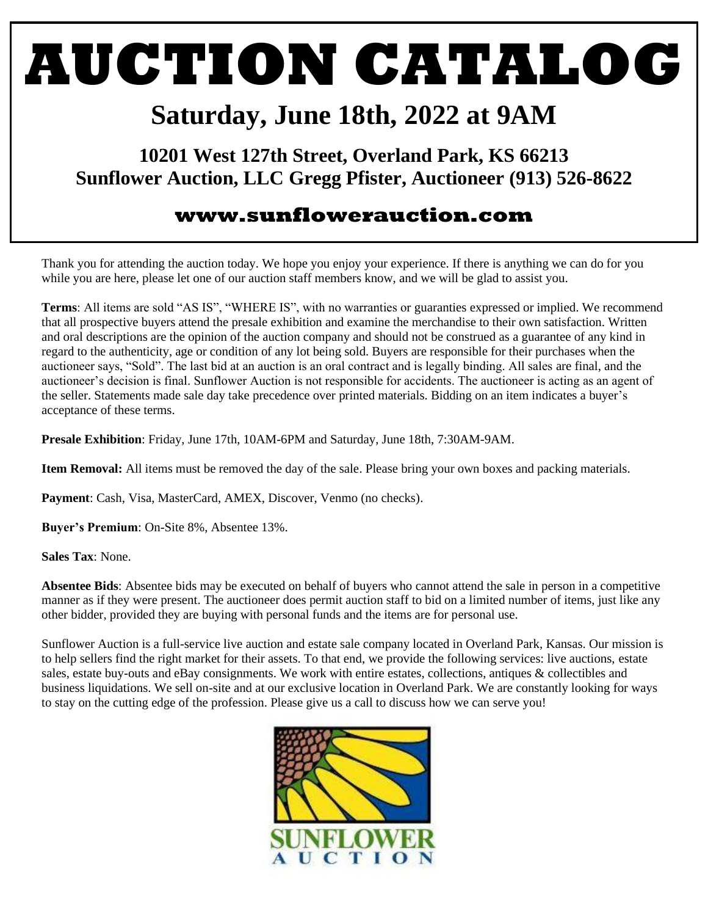# AUCTION CATALOG

## Saturday, June 18th, 2022 at 9AM

### 10201 West 127th Street, Overland Park, KS 66213
### Sunflower Auction, LLC Gregg Pfister, Auctioneer (913) 526-8622

### www.sunflowerauction.com

Thank you for attending the auction today. We hope you enjoy your experience. If there is anything we can do for you while you are here, please let one of our auction staff members know, and we will be glad to assist you.

**Terms**: All items are sold "AS IS", "WHERE IS", with no warranties or guaranties expressed or implied. We recommend that all prospective buyers attend the presale exhibition and examine the merchandise to their own satisfaction. Written and oral descriptions are the opinion of the auction company and should not be construed as a guarantee of any kind in regard to the authenticity, age or condition of any lot being sold. Buyers are responsible for their purchases when the auctioneer says, "Sold". The last bid at an auction is an oral contract and is legally binding. All sales are final, and the auctioneer's decision is final. Sunflower Auction is not responsible for accidents. The auctioneer is acting as an agent of the seller. Statements made sale day take precedence over printed materials. Bidding on an item indicates a buyer's acceptance of these terms.

**Presale Exhibition**: Friday, June 17th, 10AM-6PM and Saturday, June 18th, 7:30AM-9AM.

**Item Removal:** All items must be removed the day of the sale. Please bring your own boxes and packing materials.

**Payment**: Cash, Visa, MasterCard, AMEX, Discover, Venmo (no checks).

**Buyer's Premium**: On-Site 8%, Absentee 13%.

**Sales Tax**: None.

**Absentee Bids**: Absentee bids may be executed on behalf of buyers who cannot attend the sale in person in a competitive manner as if they were present. The auctioneer does permit auction staff to bid on a limited number of items, just like any other bidder, provided they are buying with personal funds and the items are for personal use.

Sunflower Auction is a full-service live auction and estate sale company located in Overland Park, Kansas. Our mission is to help sellers find the right market for their assets. To that end, we provide the following services: live auctions, estate sales, estate buy-outs and eBay consignments. We work with entire estates, collections, antiques & collectibles and business liquidations. We sell on-site and at our exclusive location in Overland Park. We are constantly looking for ways to stay on the cutting edge of the profession. Please give us a call to discuss how we can serve you!

SUNFLOWER AUCTION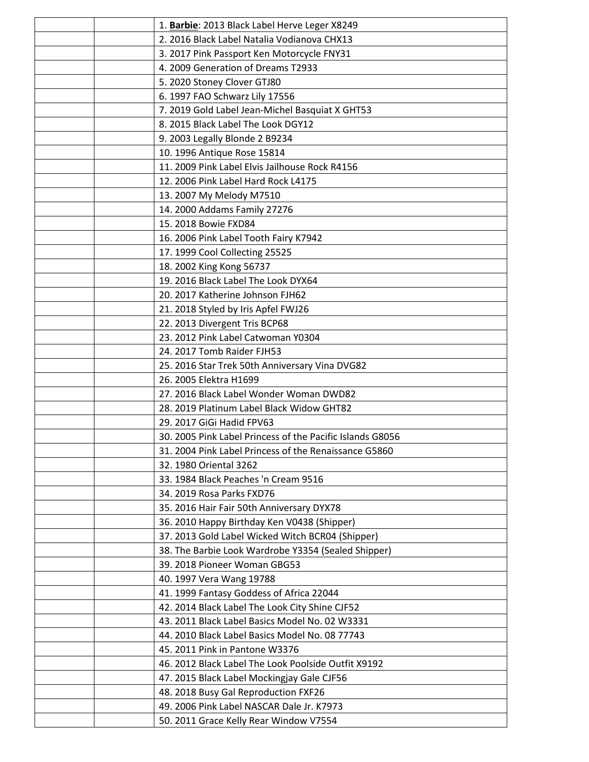| | | |
|---|---|---|
| | | 1. **Barbie**: 2013 Black Label Herve Leger X8249 |
| | | 2. 2016 Black Label Natalia Vodianova CHX13 |
| | | 3. 2017 Pink Passport Ken Motorcycle FNY31 |
| | | 4. 2009 Generation of Dreams T2933 |
| | | 5. 2020 Stoney Clover GTJ80 |
| | | 6. 1997 FAO Schwarz Lily 17556 |
| | | 7. 2019 Gold Label Jean-Michel Basquiat X GHT53 |
| | | 8. 2015 Black Label The Look DGY12 |
| | | 9. 2003 Legally Blonde 2 B9234 |
| | | 10. 1996 Antique Rose 15814 |
| | | 11. 2009 Pink Label Elvis Jailhouse Rock R4156 |
| | | 12. 2006 Pink Label Hard Rock L4175 |
| | | 13. 2007 My Melody M7510 |
| | | 14. 2000 Addams Family 27276 |
| | | 15. 2018 Bowie FXD84 |
| | | 16. 2006 Pink Label Tooth Fairy K7942 |
| | | 17. 1999 Cool Collecting 25525 |
| | | 18. 2002 King Kong 56737 |
| | | 19. 2016 Black Label The Look DYX64 |
| | | 20. 2017 Katherine Johnson FJH62 |
| | | 21. 2018 Styled by Iris Apfel FWJ26 |
| | | 22. 2013 Divergent Tris BCP68 |
| | | 23. 2012 Pink Label Catwoman Y0304 |
| | | 24. 2017 Tomb Raider FJH53 |
| | | 25. 2016 Star Trek 50th Anniversary Vina DVG82 |
| | | 26. 2005 Elektra H1699 |
| | | 27. 2016 Black Label Wonder Woman DWD82 |
| | | 28. 2019 Platinum Label Black Widow GHT82 |
| | | 29. 2017 GiGi Hadid FPV63 |
| | | 30. 2005 Pink Label Princess of the Pacific Islands G8056 |
| | | 31. 2004 Pink Label Princess of the Renaissance G5860 |
| | | 32. 1980 Oriental 3262 |
| | | 33. 1984 Black Peaches 'n Cream 9516 |
| | | 34. 2019 Rosa Parks FXD76 |
| | | 35. 2016 Hair Fair 50th Anniversary DYX78 |
| | | 36. 2010 Happy Birthday Ken V0438 (Shipper) |
| | | 37. 2013 Gold Label Wicked Witch BCR04 (Shipper) |
| | | 38. The Barbie Look Wardrobe Y3354 (Sealed Shipper) |
| | | 39. 2018 Pioneer Woman GBG53 |
| | | 40. 1997 Vera Wang 19788 |
| | | 41. 1999 Fantasy Goddess of Africa 22044 |
| | | 42. 2014 Black Label The Look City Shine CJF52 |
| | | 43. 2011 Black Label Basics Model No. 02 W3331 |
| | | 44. 2010 Black Label Basics Model No. 08 77743 |
| | | 45. 2011 Pink in Pantone W3376 |
| | | 46. 2012 Black Label The Look Poolside Outfit X9192 |
| | | 47. 2015 Black Label Mockingjay Gale CJF56 |
| | | 48. 2018 Busy Gal Reproduction FXF26 |
| | | 49. 2006 Pink Label NASCAR Dale Jr. K7973 |
| | | 50. 2011 Grace Kelly Rear Window V7554 |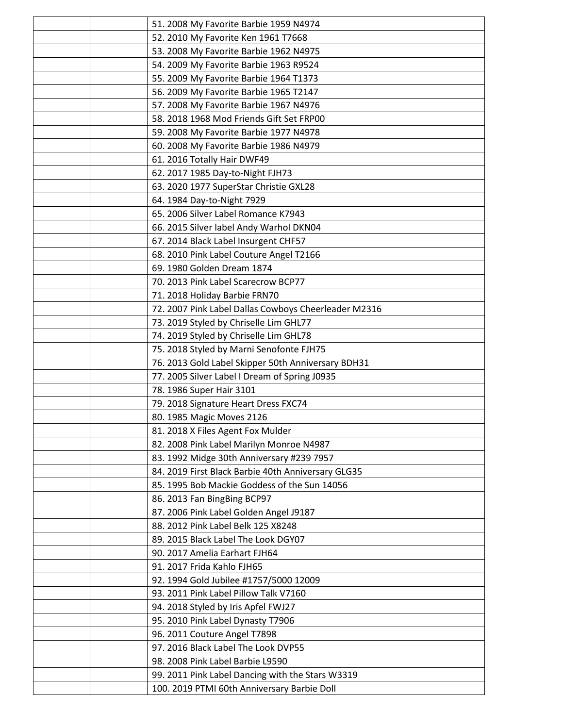|  |  |  |
|---|---|---|
|  |  | 51. 2008 My Favorite Barbie 1959 N4974 |
|  |  | 52. 2010 My Favorite Ken 1961 T7668 |
|  |  | 53. 2008 My Favorite Barbie 1962 N4975 |
|  |  | 54. 2009 My Favorite Barbie 1963 R9524 |
|  |  | 55. 2009 My Favorite Barbie 1964 T1373 |
|  |  | 56. 2009 My Favorite Barbie 1965 T2147 |
|  |  | 57. 2008 My Favorite Barbie 1967 N4976 |
|  |  | 58. 2018 1968 Mod Friends Gift Set FRP00 |
|  |  | 59. 2008 My Favorite Barbie 1977 N4978 |
|  |  | 60. 2008 My Favorite Barbie 1986 N4979 |
|  |  | 61. 2016 Totally Hair DWF49 |
|  |  | 62. 2017 1985 Day-to-Night FJH73 |
|  |  | 63. 2020 1977 SuperStar Christie GXL28 |
|  |  | 64. 1984 Day-to-Night 7929 |
|  |  | 65. 2006 Silver Label Romance K7943 |
|  |  | 66. 2015 Silver label Andy Warhol DKN04 |
|  |  | 67. 2014 Black Label Insurgent CHF57 |
|  |  | 68. 2010 Pink Label Couture Angel T2166 |
|  |  | 69. 1980 Golden Dream 1874 |
|  |  | 70. 2013 Pink Label Scarecrow BCP77 |
|  |  | 71. 2018 Holiday Barbie FRN70 |
|  |  | 72. 2007 Pink Label Dallas Cowboys Cheerleader M2316 |
|  |  | 73. 2019 Styled by Chriselle Lim GHL77 |
|  |  | 74. 2019 Styled by Chriselle Lim GHL78 |
|  |  | 75. 2018 Styled by Marni Senofonte FJH75 |
|  |  | 76. 2013 Gold Label Skipper 50th Anniversary BDH31 |
|  |  | 77. 2005 Silver Label I Dream of Spring J0935 |
|  |  | 78. 1986 Super Hair 3101 |
|  |  | 79. 2018 Signature Heart Dress FXC74 |
|  |  | 80. 1985 Magic Moves 2126 |
|  |  | 81. 2018 X Files Agent Fox Mulder |
|  |  | 82. 2008 Pink Label Marilyn Monroe N4987 |
|  |  | 83. 1992 Midge 30th Anniversary #239 7957 |
|  |  | 84. 2019 First Black Barbie 40th Anniversary GLG35 |
|  |  | 85. 1995 Bob Mackie Goddess of the Sun 14056 |
|  |  | 86. 2013 Fan BingBing BCP97 |
|  |  | 87. 2006 Pink Label Golden Angel J9187 |
|  |  | 88. 2012 Pink Label Belk 125 X8248 |
|  |  | 89. 2015 Black Label The Look DGY07 |
|  |  | 90. 2017 Amelia Earhart FJH64 |
|  |  | 91. 2017 Frida Kahlo FJH65 |
|  |  | 92. 1994 Gold Jubilee #1757/5000 12009 |
|  |  | 93. 2011 Pink Label Pillow Talk V7160 |
|  |  | 94. 2018 Styled by Iris Apfel FWJ27 |
|  |  | 95. 2010 Pink Label Dynasty T7906 |
|  |  | 96. 2011 Couture Angel T7898 |
|  |  | 97. 2016 Black Label The Look DVP55 |
|  |  | 98. 2008 Pink Label Barbie L9590 |
|  |  | 99. 2011 Pink Label Dancing with the Stars W3319 |
|  |  | 100. 2019 PTMI 60th Anniversary Barbie Doll |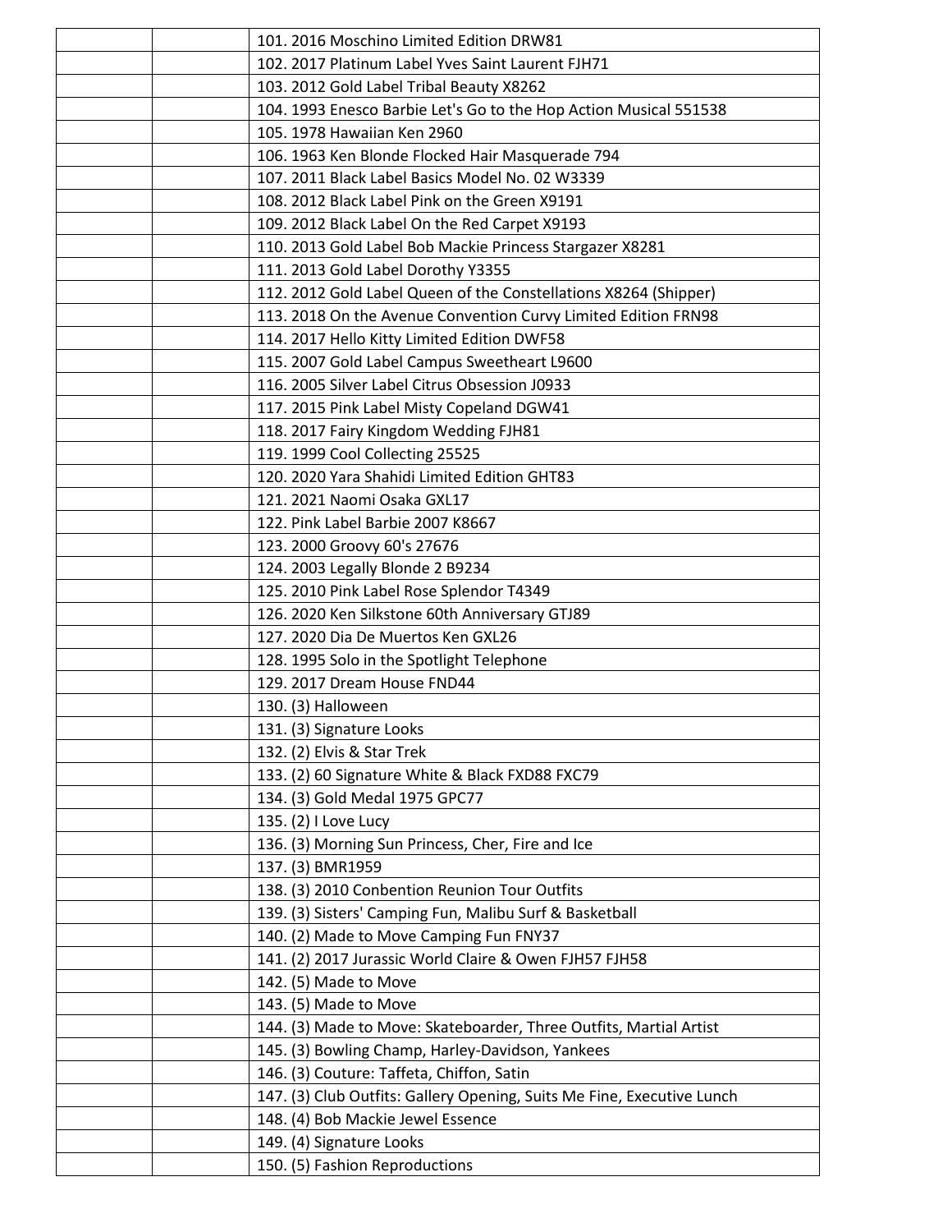|  |  |  |
|---|---|---|
|  |  | 101. 2016 Moschino Limited Edition DRW81 |
|  |  | 102. 2017 Platinum Label Yves Saint Laurent FJH71 |
|  |  | 103. 2012 Gold Label Tribal Beauty X8262 |
|  |  | 104. 1993 Enesco Barbie Let's Go to the Hop Action Musical 551538 |
|  |  | 105. 1978 Hawaiian Ken 2960 |
|  |  | 106. 1963 Ken Blonde Flocked Hair Masquerade 794 |
|  |  | 107. 2011 Black Label Basics Model No. 02 W3339 |
|  |  | 108. 2012 Black Label Pink on the Green X9191 |
|  |  | 109. 2012 Black Label On the Red Carpet X9193 |
|  |  | 110. 2013 Gold Label Bob Mackie Princess Stargazer X8281 |
|  |  | 111. 2013 Gold Label Dorothy Y3355 |
|  |  | 112. 2012 Gold Label Queen of the Constellations X8264 (Shipper) |
|  |  | 113. 2018 On the Avenue Convention Curvy Limited Edition FRN98 |
|  |  | 114. 2017 Hello Kitty Limited Edition DWF58 |
|  |  | 115. 2007 Gold Label Campus Sweetheart L9600 |
|  |  | 116. 2005 Silver Label Citrus Obsession J0933 |
|  |  | 117. 2015 Pink Label Misty Copeland DGW41 |
|  |  | 118. 2017 Fairy Kingdom Wedding FJH81 |
|  |  | 119. 1999 Cool Collecting 25525 |
|  |  | 120. 2020 Yara Shahidi Limited Edition GHT83 |
|  |  | 121. 2021 Naomi Osaka GXL17 |
|  |  | 122. Pink Label Barbie 2007 K8667 |
|  |  | 123. 2000 Groovy 60's 27676 |
|  |  | 124. 2003 Legally Blonde 2 B9234 |
|  |  | 125. 2010 Pink Label Rose Splendor T4349 |
|  |  | 126. 2020 Ken Silkstone 60th Anniversary GTJ89 |
|  |  | 127. 2020 Dia De Muertos Ken GXL26 |
|  |  | 128. 1995 Solo in the Spotlight Telephone |
|  |  | 129. 2017 Dream House FND44 |
|  |  | 130. (3) Halloween |
|  |  | 131. (3) Signature Looks |
|  |  | 132. (2) Elvis & Star Trek |
|  |  | 133. (2) 60 Signature White & Black FXD88 FXC79 |
|  |  | 134. (3) Gold Medal 1975 GPC77 |
|  |  | 135. (2) I Love Lucy |
|  |  | 136. (3) Morning Sun Princess, Cher, Fire and Ice |
|  |  | 137. (3) BMR1959 |
|  |  | 138. (3) 2010 Conbention Reunion Tour Outfits |
|  |  | 139. (3) Sisters' Camping Fun, Malibu Surf & Basketball |
|  |  | 140. (2) Made to Move Camping Fun FNY37 |
|  |  | 141. (2) 2017 Jurassic World Claire & Owen FJH57 FJH58 |
|  |  | 142. (5) Made to Move |
|  |  | 143. (5) Made to Move |
|  |  | 144. (3) Made to Move: Skateboarder, Three Outfits, Martial Artist |
|  |  | 145. (3) Bowling Champ, Harley-Davidson, Yankees |
|  |  | 146. (3) Couture: Taffeta, Chiffon, Satin |
|  |  | 147. (3) Club Outfits: Gallery Opening, Suits Me Fine, Executive Lunch |
|  |  | 148. (4) Bob Mackie Jewel Essence |
|  |  | 149. (4) Signature Looks |
|  |  | 150. (5) Fashion Reproductions |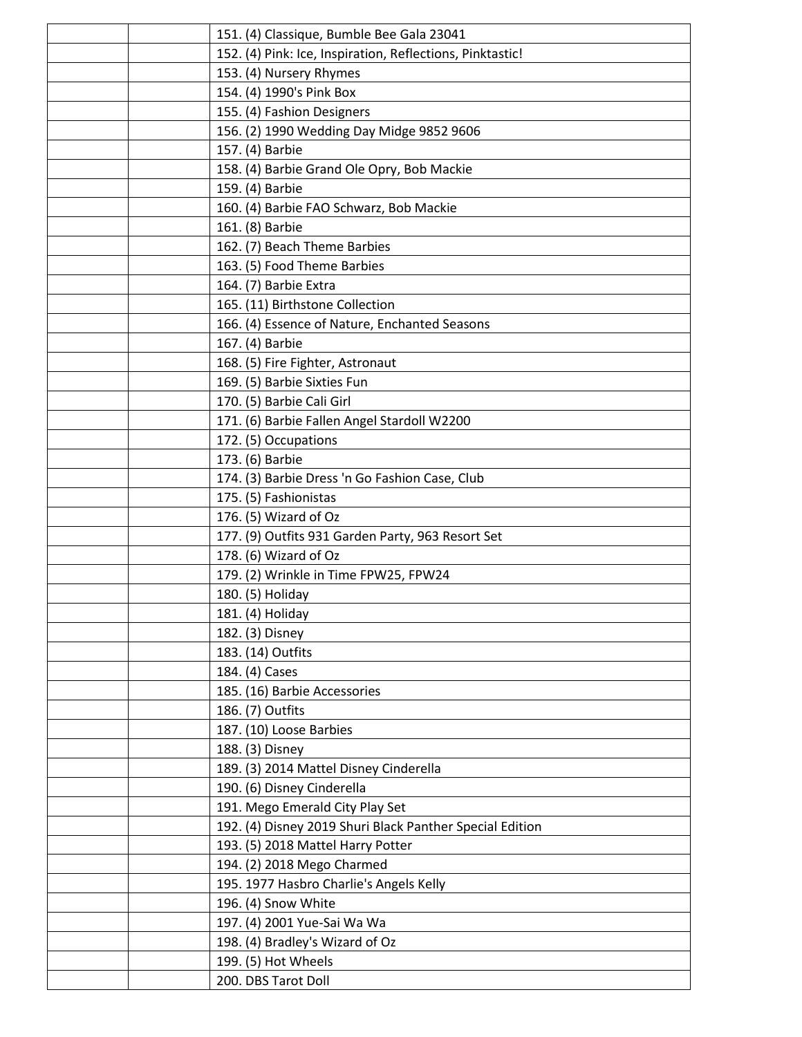| | | |
|---|---|---|
| | | 151. (4) Classique, Bumble Bee Gala 23041 |
| | | 152. (4) Pink: Ice, Inspiration, Reflections, Pinktastic! |
| | | 153. (4) Nursery Rhymes |
| | | 154. (4) 1990's Pink Box |
| | | 155. (4) Fashion Designers |
| | | 156. (2) 1990 Wedding Day Midge 9852 9606 |
| | | 157. (4) Barbie |
| | | 158. (4) Barbie Grand Ole Opry, Bob Mackie |
| | | 159. (4) Barbie |
| | | 160. (4) Barbie FAO Schwarz, Bob Mackie |
| | | 161. (8) Barbie |
| | | 162. (7) Beach Theme Barbies |
| | | 163. (5) Food Theme Barbies |
| | | 164. (7) Barbie Extra |
| | | 165. (11) Birthstone Collection |
| | | 166. (4) Essence of Nature, Enchanted Seasons |
| | | 167. (4) Barbie |
| | | 168. (5) Fire Fighter, Astronaut |
| | | 169. (5) Barbie Sixties Fun |
| | | 170. (5) Barbie Cali Girl |
| | | 171. (6) Barbie Fallen Angel Stardoll W2200 |
| | | 172. (5) Occupations |
| | | 173. (6) Barbie |
| | | 174. (3) Barbie Dress 'n Go Fashion Case, Club |
| | | 175. (5) Fashionistas |
| | | 176. (5) Wizard of Oz |
| | | 177. (9) Outfits 931 Garden Party, 963 Resort Set |
| | | 178. (6) Wizard of Oz |
| | | 179. (2) Wrinkle in Time FPW25, FPW24 |
| | | 180. (5) Holiday |
| | | 181. (4) Holiday |
| | | 182. (3) Disney |
| | | 183. (14) Outfits |
| | | 184. (4) Cases |
| | | 185. (16) Barbie Accessories |
| | | 186. (7) Outfits |
| | | 187. (10) Loose Barbies |
| | | 188. (3) Disney |
| | | 189. (3) 2014 Mattel Disney Cinderella |
| | | 190. (6) Disney Cinderella |
| | | 191. Mego Emerald City Play Set |
| | | 192. (4) Disney 2019 Shuri Black Panther Special Edition |
| | | 193. (5) 2018 Mattel Harry Potter |
| | | 194. (2) 2018 Mego Charmed |
| | | 195. 1977 Hasbro Charlie's Angels Kelly |
| | | 196. (4) Snow White |
| | | 197. (4) 2001 Yue-Sai Wa Wa |
| | | 198. (4) Bradley's Wizard of Oz |
| | | 199. (5) Hot Wheels |
| | | 200. DBS Tarot Doll |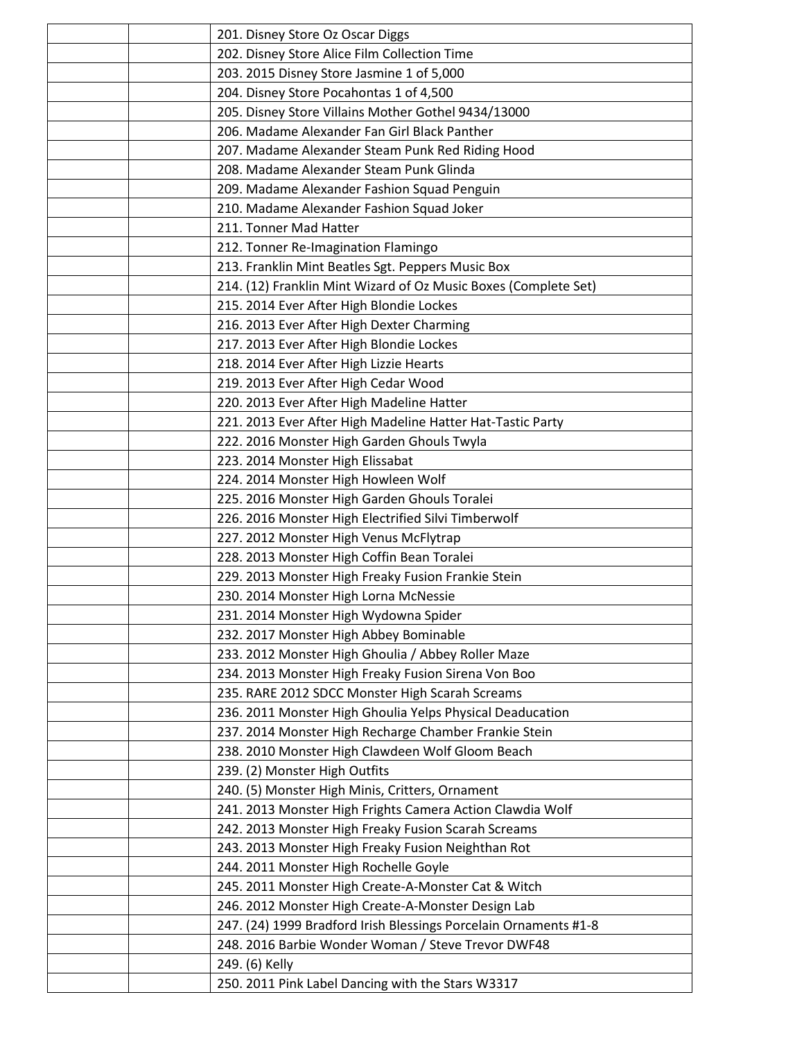| | | |
|---|---|---|
| | | 201. Disney Store Oz Oscar Diggs |
| | | 202. Disney Store Alice Film Collection Time |
| | | 203. 2015 Disney Store Jasmine 1 of 5,000 |
| | | 204. Disney Store Pocahontas 1 of 4,500 |
| | | 205. Disney Store Villains Mother Gothel 9434/13000 |
| | | 206. Madame Alexander Fan Girl Black Panther |
| | | 207. Madame Alexander Steam Punk Red Riding Hood |
| | | 208. Madame Alexander Steam Punk Glinda |
| | | 209. Madame Alexander Fashion Squad Penguin |
| | | 210. Madame Alexander Fashion Squad Joker |
| | | 211. Tonner Mad Hatter |
| | | 212. Tonner Re-Imagination Flamingo |
| | | 213. Franklin Mint Beatles Sgt. Peppers Music Box |
| | | 214. (12) Franklin Mint Wizard of Oz Music Boxes (Complete Set) |
| | | 215. 2014 Ever After High Blondie Lockes |
| | | 216. 2013 Ever After High Dexter Charming |
| | | 217. 2013 Ever After High Blondie Lockes |
| | | 218. 2014 Ever After High Lizzie Hearts |
| | | 219. 2013 Ever After High Cedar Wood |
| | | 220. 2013 Ever After High Madeline Hatter |
| | | 221. 2013 Ever After High Madeline Hatter Hat-Tastic Party |
| | | 222. 2016 Monster High Garden Ghouls Twyla |
| | | 223. 2014 Monster High Elissabat |
| | | 224. 2014 Monster High Howleen Wolf |
| | | 225. 2016 Monster High Garden Ghouls Toralei |
| | | 226. 2016 Monster High Electrified Silvi Timberwolf |
| | | 227. 2012 Monster High Venus McFlytrap |
| | | 228. 2013 Monster High Coffin Bean Toralei |
| | | 229. 2013 Monster High Freaky Fusion Frankie Stein |
| | | 230. 2014 Monster High Lorna McNessie |
| | | 231. 2014 Monster High Wydowna Spider |
| | | 232. 2017 Monster High Abbey Bominable |
| | | 233. 2012 Monster High Ghoulia / Abbey Roller Maze |
| | | 234. 2013 Monster High Freaky Fusion Sirena Von Boo |
| | | 235. RARE 2012 SDCC Monster High Scarah Screams |
| | | 236. 2011 Monster High Ghoulia Yelps Physical Deaducation |
| | | 237. 2014 Monster High Recharge Chamber Frankie Stein |
| | | 238. 2010 Monster High Clawdeen Wolf Gloom Beach |
| | | 239. (2) Monster High Outfits |
| | | 240. (5) Monster High Minis, Critters, Ornament |
| | | 241. 2013 Monster High Frights Camera Action Clawdia Wolf |
| | | 242. 2013 Monster High Freaky Fusion Scarah Screams |
| | | 243. 2013 Monster High Freaky Fusion Neighthan Rot |
| | | 244. 2011 Monster High Rochelle Goyle |
| | | 245. 2011 Monster High Create-A-Monster Cat & Witch |
| | | 246. 2012 Monster High Create-A-Monster Design Lab |
| | | 247. (24) 1999 Bradford Irish Blessings Porcelain Ornaments #1-8 |
| | | 248. 2016 Barbie Wonder Woman / Steve Trevor DWF48 |
| | | 249. (6) Kelly |
| | | 250. 2011 Pink Label Dancing with the Stars W3317 |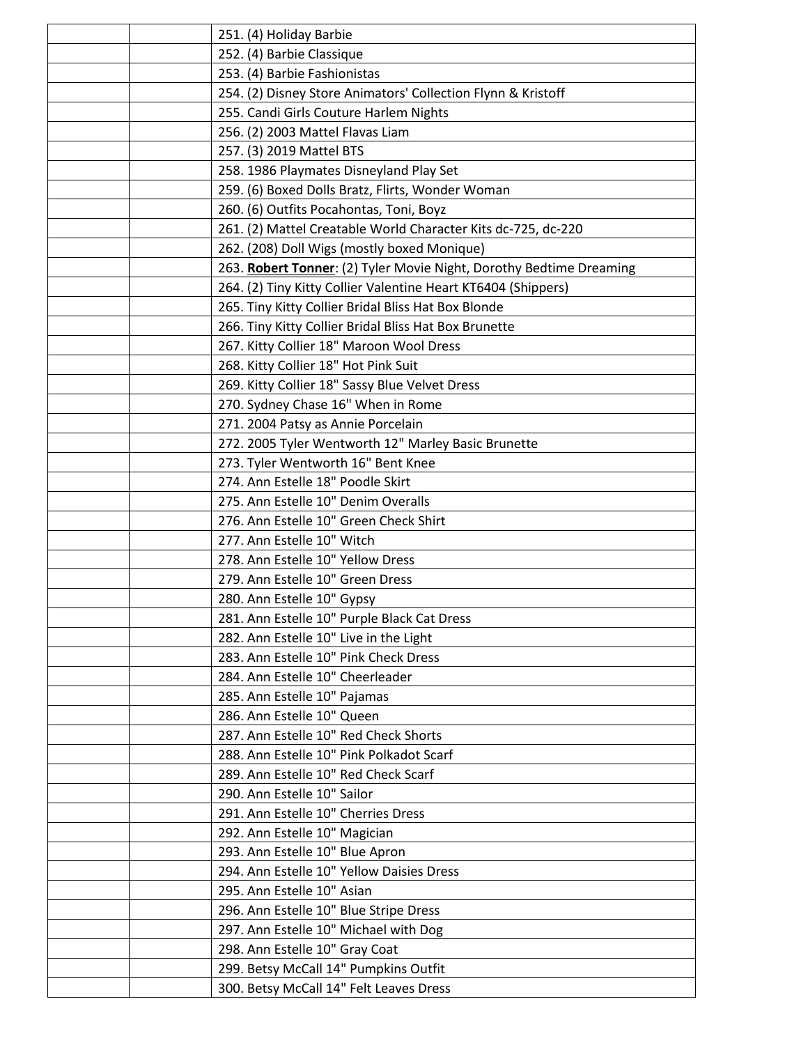| | | |
|---|---|---|
| | | 251. (4) Holiday Barbie |
| | | 252. (4) Barbie Classique |
| | | 253. (4) Barbie Fashionistas |
| | | 254. (2) Disney Store Animators' Collection Flynn & Kristoff |
| | | 255. Candi Girls Couture Harlem Nights |
| | | 256. (2) 2003 Mattel Flavas Liam |
| | | 257. (3) 2019 Mattel BTS |
| | | 258. 1986 Playmates Disneyland Play Set |
| | | 259. (6) Boxed Dolls Bratz, Flirts, Wonder Woman |
| | | 260. (6) Outfits Pocahontas, Toni, Boyz |
| | | 261. (2) Mattel Creatable World Character Kits dc-725, dc-220 |
| | | 262. (208) Doll Wigs (mostly boxed Monique) |
| | | 263. **Robert Tonner**: (2) Tyler Movie Night, Dorothy Bedtime Dreaming |
| | | 264. (2) Tiny Kitty Collier Valentine Heart KT6404 (Shippers) |
| | | 265. Tiny Kitty Collier Bridal Bliss Hat Box Blonde |
| | | 266. Tiny Kitty Collier Bridal Bliss Hat Box Brunette |
| | | 267. Kitty Collier 18" Maroon Wool Dress |
| | | 268. Kitty Collier 18" Hot Pink Suit |
| | | 269. Kitty Collier 18" Sassy Blue Velvet Dress |
| | | 270. Sydney Chase 16" When in Rome |
| | | 271. 2004 Patsy as Annie Porcelain |
| | | 272. 2005 Tyler Wentworth 12" Marley Basic Brunette |
| | | 273. Tyler Wentworth 16" Bent Knee |
| | | 274. Ann Estelle 18" Poodle Skirt |
| | | 275. Ann Estelle 10" Denim Overalls |
| | | 276. Ann Estelle 10" Green Check Shirt |
| | | 277. Ann Estelle 10" Witch |
| | | 278. Ann Estelle 10" Yellow Dress |
| | | 279. Ann Estelle 10" Green Dress |
| | | 280. Ann Estelle 10" Gypsy |
| | | 281. Ann Estelle 10" Purple Black Cat Dress |
| | | 282. Ann Estelle 10" Live in the Light |
| | | 283. Ann Estelle 10" Pink Check Dress |
| | | 284. Ann Estelle 10" Cheerleader |
| | | 285. Ann Estelle 10" Pajamas |
| | | 286. Ann Estelle 10" Queen |
| | | 287. Ann Estelle 10" Red Check Shorts |
| | | 288. Ann Estelle 10" Pink Polkadot Scarf |
| | | 289. Ann Estelle 10" Red Check Scarf |
| | | 290. Ann Estelle 10" Sailor |
| | | 291. Ann Estelle 10" Cherries Dress |
| | | 292. Ann Estelle 10" Magician |
| | | 293. Ann Estelle 10" Blue Apron |
| | | 294. Ann Estelle 10" Yellow Daisies Dress |
| | | 295. Ann Estelle 10" Asian |
| | | 296. Ann Estelle 10" Blue Stripe Dress |
| | | 297. Ann Estelle 10" Michael with Dog |
| | | 298. Ann Estelle 10" Gray Coat |
| | | 299. Betsy McCall 14" Pumpkins Outfit |
| | | 300. Betsy McCall 14" Felt Leaves Dress |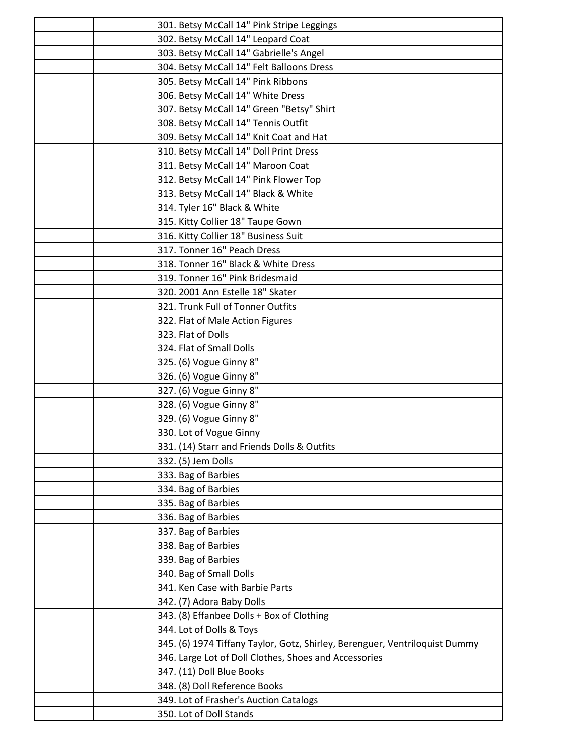|  |  |  |
|---|---|---|
|  |  | 301. Betsy McCall 14" Pink Stripe Leggings |
|  |  | 302. Betsy McCall 14" Leopard Coat |
|  |  | 303. Betsy McCall 14" Gabrielle's Angel |
|  |  | 304. Betsy McCall 14" Felt Balloons Dress |
|  |  | 305. Betsy McCall 14" Pink Ribbons |
|  |  | 306. Betsy McCall 14" White Dress |
|  |  | 307. Betsy McCall 14" Green "Betsy" Shirt |
|  |  | 308. Betsy McCall 14" Tennis Outfit |
|  |  | 309. Betsy McCall 14" Knit Coat and Hat |
|  |  | 310. Betsy McCall 14" Doll Print Dress |
|  |  | 311. Betsy McCall 14" Maroon Coat |
|  |  | 312. Betsy McCall 14" Pink Flower Top |
|  |  | 313. Betsy McCall 14" Black & White |
|  |  | 314. Tyler 16" Black & White |
|  |  | 315. Kitty Collier 18" Taupe Gown |
|  |  | 316. Kitty Collier 18" Business Suit |
|  |  | 317. Tonner 16" Peach Dress |
|  |  | 318. Tonner 16" Black & White Dress |
|  |  | 319. Tonner 16" Pink Bridesmaid |
|  |  | 320. 2001 Ann Estelle 18" Skater |
|  |  | 321. Trunk Full of Tonner Outfits |
|  |  | 322. Flat of Male Action Figures |
|  |  | 323. Flat of Dolls |
|  |  | 324. Flat of Small Dolls |
|  |  | 325. (6) Vogue Ginny 8" |
|  |  | 326. (6) Vogue Ginny 8" |
|  |  | 327. (6) Vogue Ginny 8" |
|  |  | 328. (6) Vogue Ginny 8" |
|  |  | 329. (6) Vogue Ginny 8" |
|  |  | 330. Lot of Vogue Ginny |
|  |  | 331. (14) Starr and Friends Dolls & Outfits |
|  |  | 332. (5) Jem Dolls |
|  |  | 333. Bag of Barbies |
|  |  | 334. Bag of Barbies |
|  |  | 335. Bag of Barbies |
|  |  | 336. Bag of Barbies |
|  |  | 337. Bag of Barbies |
|  |  | 338. Bag of Barbies |
|  |  | 339. Bag of Barbies |
|  |  | 340. Bag of Small Dolls |
|  |  | 341. Ken Case with Barbie Parts |
|  |  | 342. (7) Adora Baby Dolls |
|  |  | 343. (8) Effanbee Dolls + Box of Clothing |
|  |  | 344. Lot of Dolls & Toys |
|  |  | 345. (6) 1974 Tiffany Taylor, Gotz, Shirley, Berenguer, Ventriloquist Dummy |
|  |  | 346. Large Lot of Doll Clothes, Shoes and Accessories |
|  |  | 347. (11) Doll Blue Books |
|  |  | 348. (8) Doll Reference Books |
|  |  | 349. Lot of Frasher's Auction Catalogs |
|  |  | 350. Lot of Doll Stands |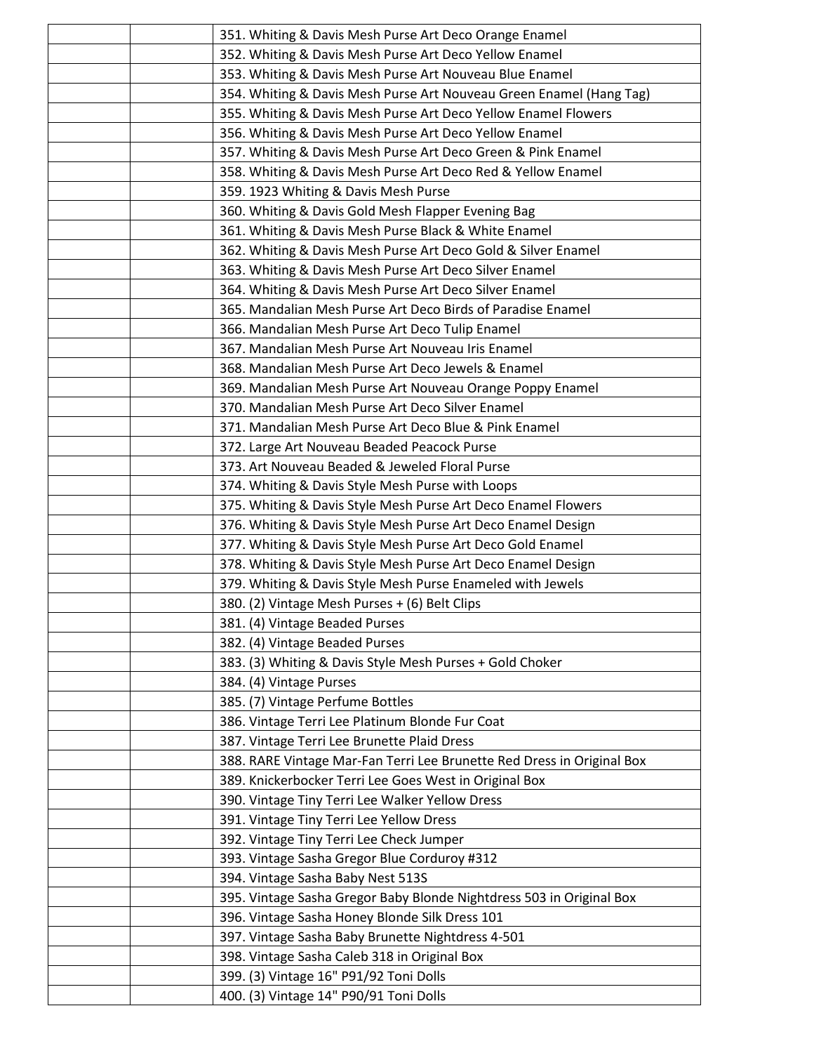| | | |
|---|---|---|
| | | 351. Whiting & Davis Mesh Purse Art Deco Orange Enamel |
| | | 352. Whiting & Davis Mesh Purse Art Deco Yellow Enamel |
| | | 353. Whiting & Davis Mesh Purse Art Nouveau Blue Enamel |
| | | 354. Whiting & Davis Mesh Purse Art Nouveau Green Enamel (Hang Tag) |
| | | 355. Whiting & Davis Mesh Purse Art Deco Yellow Enamel Flowers |
| | | 356. Whiting & Davis Mesh Purse Art Deco Yellow Enamel |
| | | 357. Whiting & Davis Mesh Purse Art Deco Green & Pink Enamel |
| | | 358. Whiting & Davis Mesh Purse Art Deco Red & Yellow Enamel |
| | | 359. 1923 Whiting & Davis Mesh Purse |
| | | 360. Whiting & Davis Gold Mesh Flapper Evening Bag |
| | | 361. Whiting & Davis Mesh Purse Black & White Enamel |
| | | 362. Whiting & Davis Mesh Purse Art Deco Gold & Silver Enamel |
| | | 363. Whiting & Davis Mesh Purse Art Deco Silver Enamel |
| | | 364. Whiting & Davis Mesh Purse Art Deco Silver Enamel |
| | | 365. Mandalian Mesh Purse Art Deco Birds of Paradise Enamel |
| | | 366. Mandalian Mesh Purse Art Deco Tulip Enamel |
| | | 367. Mandalian Mesh Purse Art Nouveau Iris Enamel |
| | | 368. Mandalian Mesh Purse Art Deco Jewels & Enamel |
| | | 369. Mandalian Mesh Purse Art Nouveau Orange Poppy Enamel |
| | | 370. Mandalian Mesh Purse Art Deco Silver Enamel |
| | | 371. Mandalian Mesh Purse Art Deco Blue & Pink Enamel |
| | | 372. Large Art Nouveau Beaded Peacock Purse |
| | | 373. Art Nouveau Beaded & Jeweled Floral Purse |
| | | 374. Whiting & Davis Style Mesh Purse with Loops |
| | | 375. Whiting & Davis Style Mesh Purse Art Deco Enamel Flowers |
| | | 376. Whiting & Davis Style Mesh Purse Art Deco Enamel Design |
| | | 377. Whiting & Davis Style Mesh Purse Art Deco Gold Enamel |
| | | 378. Whiting & Davis Style Mesh Purse Art Deco Enamel Design |
| | | 379. Whiting & Davis Style Mesh Purse Enameled with Jewels |
| | | 380. (2) Vintage Mesh Purses + (6) Belt Clips |
| | | 381. (4) Vintage Beaded Purses |
| | | 382. (4) Vintage Beaded Purses |
| | | 383. (3) Whiting & Davis Style Mesh Purses + Gold Choker |
| | | 384. (4) Vintage Purses |
| | | 385. (7) Vintage Perfume Bottles |
| | | 386. Vintage Terri Lee Platinum Blonde Fur Coat |
| | | 387. Vintage Terri Lee Brunette Plaid Dress |
| | | 388. RARE Vintage Mar-Fan Terri Lee Brunette Red Dress in Original Box |
| | | 389. Knickerbocker Terri Lee Goes West in Original Box |
| | | 390. Vintage Tiny Terri Lee Walker Yellow Dress |
| | | 391. Vintage Tiny Terri Lee Yellow Dress |
| | | 392. Vintage Tiny Terri Lee Check Jumper |
| | | 393. Vintage Sasha Gregor Blue Corduroy #312 |
| | | 394. Vintage Sasha Baby Nest 513S |
| | | 395. Vintage Sasha Gregor Baby Blonde Nightdress 503 in Original Box |
| | | 396. Vintage Sasha Honey Blonde Silk Dress 101 |
| | | 397. Vintage Sasha Baby Brunette Nightdress 4-501 |
| | | 398. Vintage Sasha Caleb 318 in Original Box |
| | | 399. (3) Vintage 16" P91/92 Toni Dolls |
| | | 400. (3) Vintage 14" P90/91 Toni Dolls |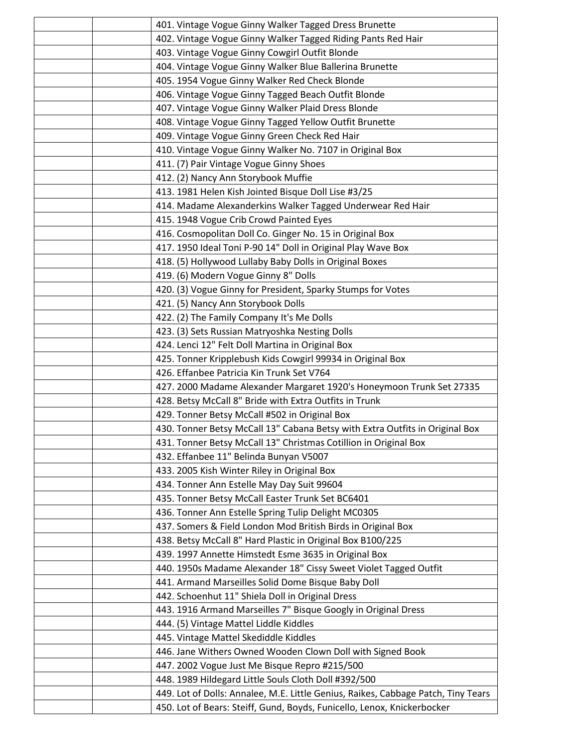| | | |
|---|---|---|
| | | 401. Vintage Vogue Ginny Walker Tagged Dress Brunette |
| | | 402. Vintage Vogue Ginny Walker Tagged Riding Pants Red Hair |
| | | 403. Vintage Vogue Ginny Cowgirl Outfit Blonde |
| | | 404. Vintage Vogue Ginny Walker Blue Ballerina Brunette |
| | | 405. 1954 Vogue Ginny Walker Red Check Blonde |
| | | 406. Vintage Vogue Ginny Tagged Beach Outfit Blonde |
| | | 407. Vintage Vogue Ginny Walker Plaid Dress Blonde |
| | | 408. Vintage Vogue Ginny Tagged Yellow Outfit Brunette |
| | | 409. Vintage Vogue Ginny Green Check Red Hair |
| | | 410. Vintage Vogue Ginny Walker No. 7107 in Original Box |
| | | 411. (7) Pair Vintage Vogue Ginny Shoes |
| | | 412. (2) Nancy Ann Storybook Muffie |
| | | 413. 1981 Helen Kish Jointed Bisque Doll Lise #3/25 |
| | | 414. Madame Alexanderkins Walker Tagged Underwear Red Hair |
| | | 415. 1948 Vogue Crib Crowd Painted Eyes |
| | | 416. Cosmopolitan Doll Co. Ginger No. 15 in Original Box |
| | | 417. 1950 Ideal Toni P-90 14" Doll in Original Play Wave Box |
| | | 418. (5) Hollywood Lullaby Baby Dolls in Original Boxes |
| | | 419. (6) Modern Vogue Ginny 8" Dolls |
| | | 420. (3) Vogue Ginny for President, Sparky Stumps for Votes |
| | | 421. (5) Nancy Ann Storybook Dolls |
| | | 422. (2) The Family Company It's Me Dolls |
| | | 423. (3) Sets Russian Matryoshka Nesting Dolls |
| | | 424. Lenci 12" Felt Doll Martina in Original Box |
| | | 425. Tonner Kripplebush Kids Cowgirl 99934 in Original Box |
| | | 426. Effanbee Patricia Kin Trunk Set V764 |
| | | 427. 2000 Madame Alexander Margaret 1920's Honeymoon Trunk Set 27335 |
| | | 428. Betsy McCall 8" Bride with Extra Outfits in Trunk |
| | | 429. Tonner Betsy McCall #502 in Original Box |
| | | 430. Tonner Betsy McCall 13" Cabana Betsy with Extra Outfits in Original Box |
| | | 431. Tonner Betsy McCall 13" Christmas Cotillion in Original Box |
| | | 432. Effanbee 11" Belinda Bunyan V5007 |
| | | 433. 2005 Kish Winter Riley in Original Box |
| | | 434. Tonner Ann Estelle May Day Suit 99604 |
| | | 435. Tonner Betsy McCall Easter Trunk Set BC6401 |
| | | 436. Tonner Ann Estelle Spring Tulip Delight MC0305 |
| | | 437. Somers & Field London Mod British Birds in Original Box |
| | | 438. Betsy McCall 8" Hard Plastic in Original Box B100/225 |
| | | 439. 1997 Annette Himstedt Esme 3635 in Original Box |
| | | 440. 1950s Madame Alexander 18" Cissy Sweet Violet Tagged Outfit |
| | | 441. Armand Marseilles Solid Dome Bisque Baby Doll |
| | | 442. Schoenhut 11" Shiela Doll in Original Dress |
| | | 443. 1916 Armand Marseilles 7" Bisque Googly in Original Dress |
| | | 444. (5) Vintage Mattel Liddle Kiddles |
| | | 445. Vintage Mattel Skediddle Kiddles |
| | | 446. Jane Withers Owned Wooden Clown Doll with Signed Book |
| | | 447. 2002 Vogue Just Me Bisque Repro #215/500 |
| | | 448. 1989 Hildegard Little Souls Cloth Doll #392/500 |
| | | 449. Lot of Dolls: Annalee, M.E. Little Genius, Raikes, Cabbage Patch, Tiny Tears |
| | | 450. Lot of Bears: Steiff, Gund, Boyds, Funicello, Lenox, Knickerbocker |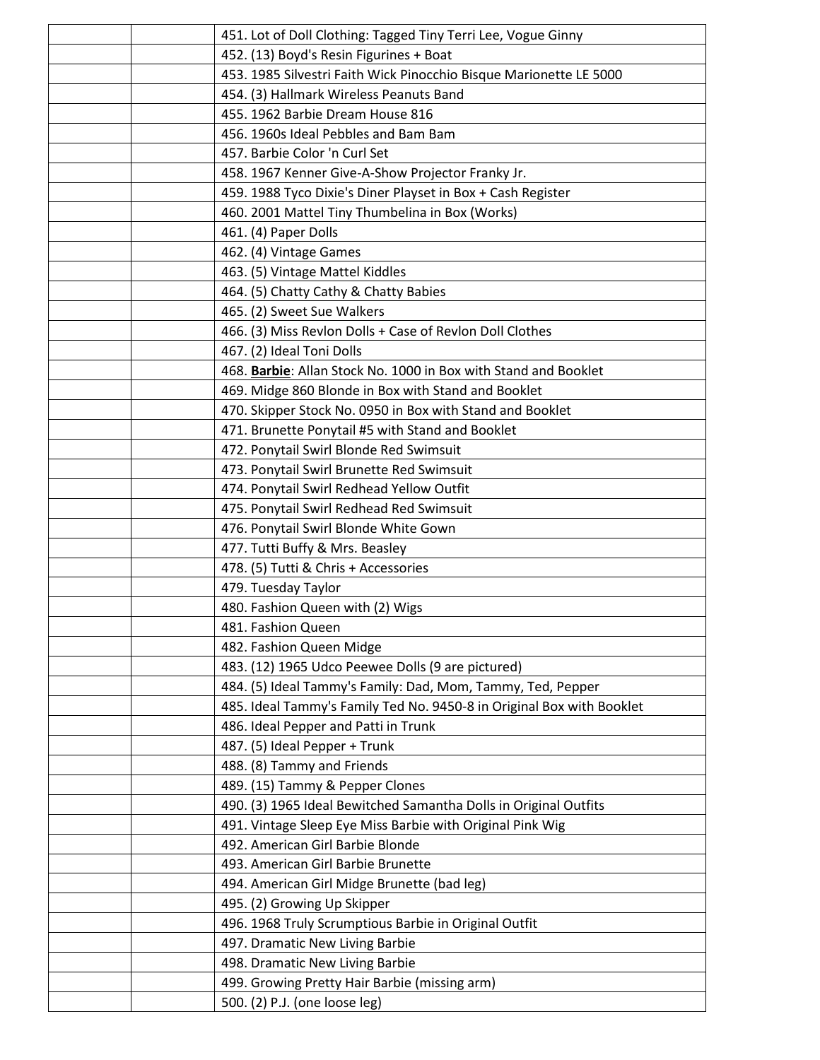| | | |
|---|---|---|
| | | 451. Lot of Doll Clothing: Tagged Tiny Terri Lee, Vogue Ginny |
| | | 452. (13) Boyd's Resin Figurines + Boat |
| | | 453. 1985 Silvestri Faith Wick Pinocchio Bisque Marionette LE 5000 |
| | | 454. (3) Hallmark Wireless Peanuts Band |
| | | 455. 1962 Barbie Dream House 816 |
| | | 456. 1960s Ideal Pebbles and Bam Bam |
| | | 457. Barbie Color 'n Curl Set |
| | | 458. 1967 Kenner Give-A-Show Projector Franky Jr. |
| | | 459. 1988 Tyco Dixie's Diner Playset in Box + Cash Register |
| | | 460. 2001 Mattel Tiny Thumbelina in Box (Works) |
| | | 461. (4) Paper Dolls |
| | | 462. (4) Vintage Games |
| | | 463. (5) Vintage Mattel Kiddles |
| | | 464. (5) Chatty Cathy & Chatty Babies |
| | | 465. (2) Sweet Sue Walkers |
| | | 466. (3) Miss Revlon Dolls + Case of Revlon Doll Clothes |
| | | 467. (2) Ideal Toni Dolls |
| | | 468. **Barbie**: Allan Stock No. 1000 in Box with Stand and Booklet |
| | | 469. Midge 860 Blonde in Box with Stand and Booklet |
| | | 470. Skipper Stock No. 0950 in Box with Stand and Booklet |
| | | 471. Brunette Ponytail #5 with Stand and Booklet |
| | | 472. Ponytail Swirl Blonde Red Swimsuit |
| | | 473. Ponytail Swirl Brunette Red Swimsuit |
| | | 474. Ponytail Swirl Redhead Yellow Outfit |
| | | 475. Ponytail Swirl Redhead Red Swimsuit |
| | | 476. Ponytail Swirl Blonde White Gown |
| | | 477. Tutti Buffy & Mrs. Beasley |
| | | 478. (5) Tutti & Chris + Accessories |
| | | 479. Tuesday Taylor |
| | | 480. Fashion Queen with (2) Wigs |
| | | 481. Fashion Queen |
| | | 482. Fashion Queen Midge |
| | | 483. (12) 1965 Udco Peewee Dolls (9 are pictured) |
| | | 484. (5) Ideal Tammy's Family: Dad, Mom, Tammy, Ted, Pepper |
| | | 485. Ideal Tammy's Family Ted No. 9450-8 in Original Box with Booklet |
| | | 486. Ideal Pepper and Patti in Trunk |
| | | 487. (5) Ideal Pepper + Trunk |
| | | 488. (8) Tammy and Friends |
| | | 489. (15) Tammy & Pepper Clones |
| | | 490. (3) 1965 Ideal Bewitched Samantha Dolls in Original Outfits |
| | | 491. Vintage Sleep Eye Miss Barbie with Original Pink Wig |
| | | 492. American Girl Barbie Blonde |
| | | 493. American Girl Barbie Brunette |
| | | 494. American Girl Midge Brunette (bad leg) |
| | | 495. (2) Growing Up Skipper |
| | | 496. 1968 Truly Scrumptious Barbie in Original Outfit |
| | | 497. Dramatic New Living Barbie |
| | | 498. Dramatic New Living Barbie |
| | | 499. Growing Pretty Hair Barbie (missing arm) |
| | | 500. (2) P.J. (one loose leg) |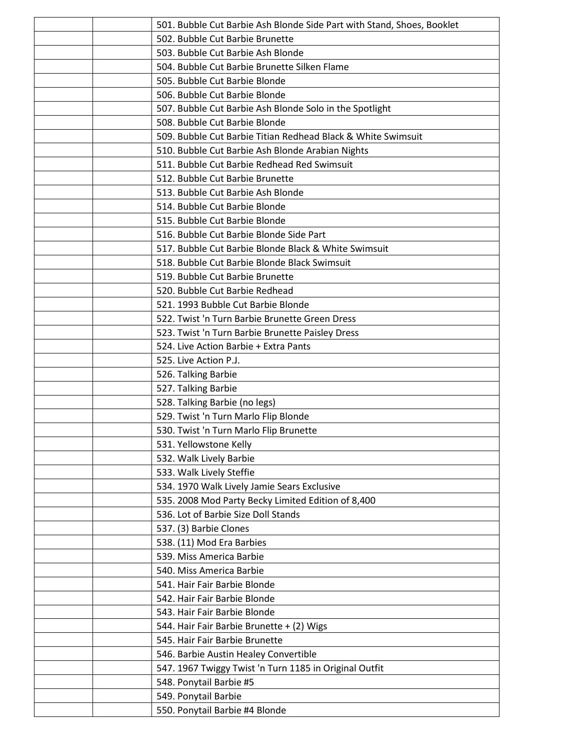| | | |
|---|---|---|
| | | 501. Bubble Cut Barbie Ash Blonde Side Part with Stand, Shoes, Booklet |
| | | 502. Bubble Cut Barbie Brunette |
| | | 503. Bubble Cut Barbie Ash Blonde |
| | | 504. Bubble Cut Barbie Brunette Silken Flame |
| | | 505. Bubble Cut Barbie Blonde |
| | | 506. Bubble Cut Barbie Blonde |
| | | 507. Bubble Cut Barbie Ash Blonde Solo in the Spotlight |
| | | 508. Bubble Cut Barbie Blonde |
| | | 509. Bubble Cut Barbie Titian Redhead Black & White Swimsuit |
| | | 510. Bubble Cut Barbie Ash Blonde Arabian Nights |
| | | 511. Bubble Cut Barbie Redhead Red Swimsuit |
| | | 512. Bubble Cut Barbie Brunette |
| | | 513. Bubble Cut Barbie Ash Blonde |
| | | 514. Bubble Cut Barbie Blonde |
| | | 515. Bubble Cut Barbie Blonde |
| | | 516. Bubble Cut Barbie Blonde Side Part |
| | | 517. Bubble Cut Barbie Blonde Black & White Swimsuit |
| | | 518. Bubble Cut Barbie Blonde Black Swimsuit |
| | | 519. Bubble Cut Barbie Brunette |
| | | 520. Bubble Cut Barbie Redhead |
| | | 521. 1993 Bubble Cut Barbie Blonde |
| | | 522. Twist 'n Turn Barbie Brunette Green Dress |
| | | 523. Twist 'n Turn Barbie Brunette Paisley Dress |
| | | 524. Live Action Barbie + Extra Pants |
| | | 525. Live Action P.J. |
| | | 526. Talking Barbie |
| | | 527. Talking Barbie |
| | | 528. Talking Barbie (no legs) |
| | | 529. Twist 'n Turn Marlo Flip Blonde |
| | | 530. Twist 'n Turn Marlo Flip Brunette |
| | | 531. Yellowstone Kelly |
| | | 532. Walk Lively Barbie |
| | | 533. Walk Lively Steffie |
| | | 534. 1970 Walk Lively Jamie Sears Exclusive |
| | | 535. 2008 Mod Party Becky Limited Edition of 8,400 |
| | | 536. Lot of Barbie Size Doll Stands |
| | | 537. (3) Barbie Clones |
| | | 538. (11) Mod Era Barbies |
| | | 539. Miss America Barbie |
| | | 540. Miss America Barbie |
| | | 541. Hair Fair Barbie Blonde |
| | | 542. Hair Fair Barbie Blonde |
| | | 543. Hair Fair Barbie Blonde |
| | | 544. Hair Fair Barbie Brunette + (2) Wigs |
| | | 545. Hair Fair Barbie Brunette |
| | | 546. Barbie Austin Healey Convertible |
| | | 547. 1967 Twiggy Twist 'n Turn 1185 in Original Outfit |
| | | 548. Ponytail Barbie #5 |
| | | 549. Ponytail Barbie |
| | | 550. Ponytail Barbie #4 Blonde |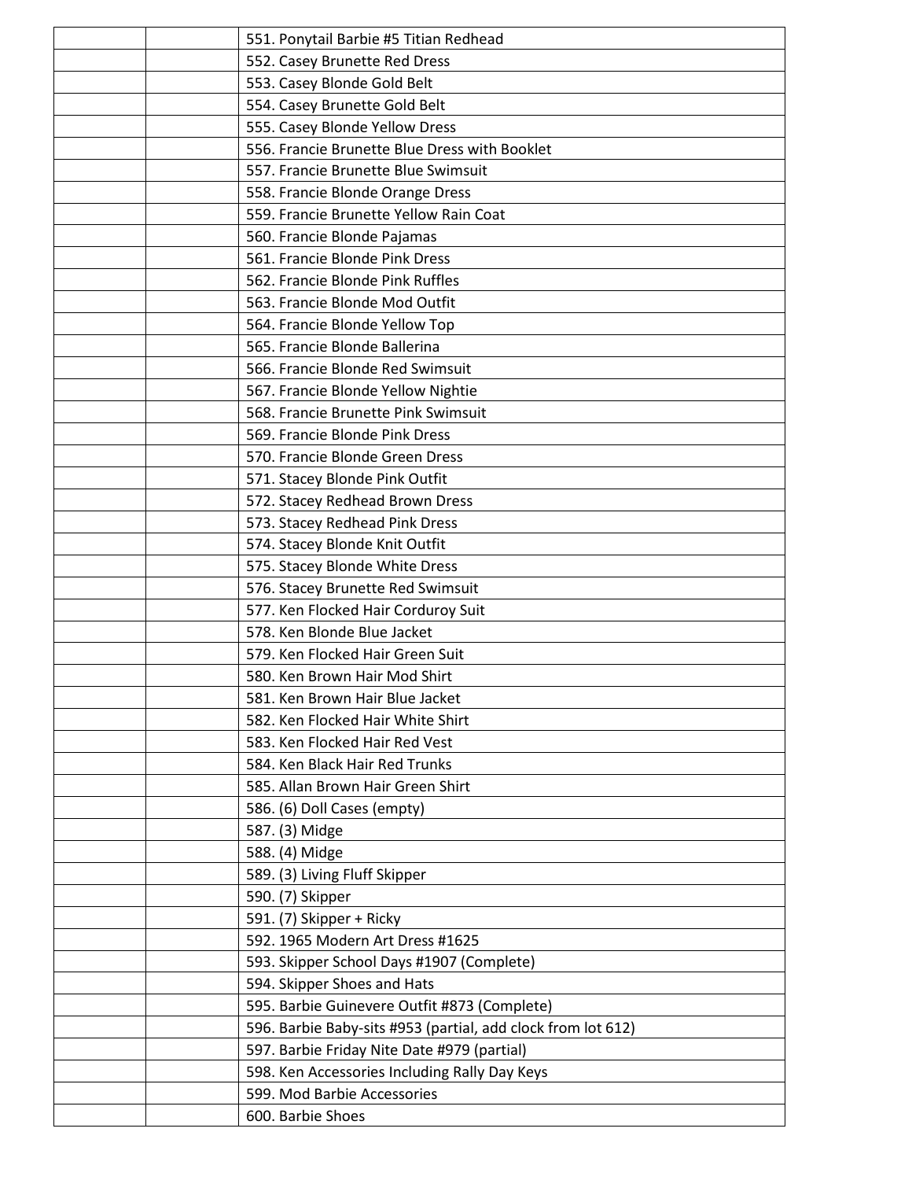| | | |
|---|---|---|
| | | 551. Ponytail Barbie #5 Titian Redhead |
| | | 552. Casey Brunette Red Dress |
| | | 553. Casey Blonde Gold Belt |
| | | 554. Casey Brunette Gold Belt |
| | | 555. Casey Blonde Yellow Dress |
| | | 556. Francie Brunette Blue Dress with Booklet |
| | | 557. Francie Brunette Blue Swimsuit |
| | | 558. Francie Blonde Orange Dress |
| | | 559. Francie Brunette Yellow Rain Coat |
| | | 560. Francie Blonde Pajamas |
| | | 561. Francie Blonde Pink Dress |
| | | 562. Francie Blonde Pink Ruffles |
| | | 563. Francie Blonde Mod Outfit |
| | | 564. Francie Blonde Yellow Top |
| | | 565. Francie Blonde Ballerina |
| | | 566. Francie Blonde Red Swimsuit |
| | | 567. Francie Blonde Yellow Nightie |
| | | 568. Francie Brunette Pink Swimsuit |
| | | 569. Francie Blonde Pink Dress |
| | | 570. Francie Blonde Green Dress |
| | | 571. Stacey Blonde Pink Outfit |
| | | 572. Stacey Redhead Brown Dress |
| | | 573. Stacey Redhead Pink Dress |
| | | 574. Stacey Blonde Knit Outfit |
| | | 575. Stacey Blonde White Dress |
| | | 576. Stacey Brunette Red Swimsuit |
| | | 577. Ken Flocked Hair Corduroy Suit |
| | | 578. Ken Blonde Blue Jacket |
| | | 579. Ken Flocked Hair Green Suit |
| | | 580. Ken Brown Hair Mod Shirt |
| | | 581. Ken Brown Hair Blue Jacket |
| | | 582. Ken Flocked Hair White Shirt |
| | | 583. Ken Flocked Hair Red Vest |
| | | 584. Ken Black Hair Red Trunks |
| | | 585. Allan Brown Hair Green Shirt |
| | | 586. (6) Doll Cases (empty) |
| | | 587. (3) Midge |
| | | 588. (4) Midge |
| | | 589. (3) Living Fluff Skipper |
| | | 590. (7) Skipper |
| | | 591. (7) Skipper + Ricky |
| | | 592. 1965 Modern Art Dress #1625 |
| | | 593. Skipper School Days #1907 (Complete) |
| | | 594. Skipper Shoes and Hats |
| | | 595. Barbie Guinevere Outfit #873 (Complete) |
| | | 596. Barbie Baby-sits #953 (partial, add clock from lot 612) |
| | | 597. Barbie Friday Nite Date #979 (partial) |
| | | 598. Ken Accessories Including Rally Day Keys |
| | | 599. Mod Barbie Accessories |
| | | 600. Barbie Shoes |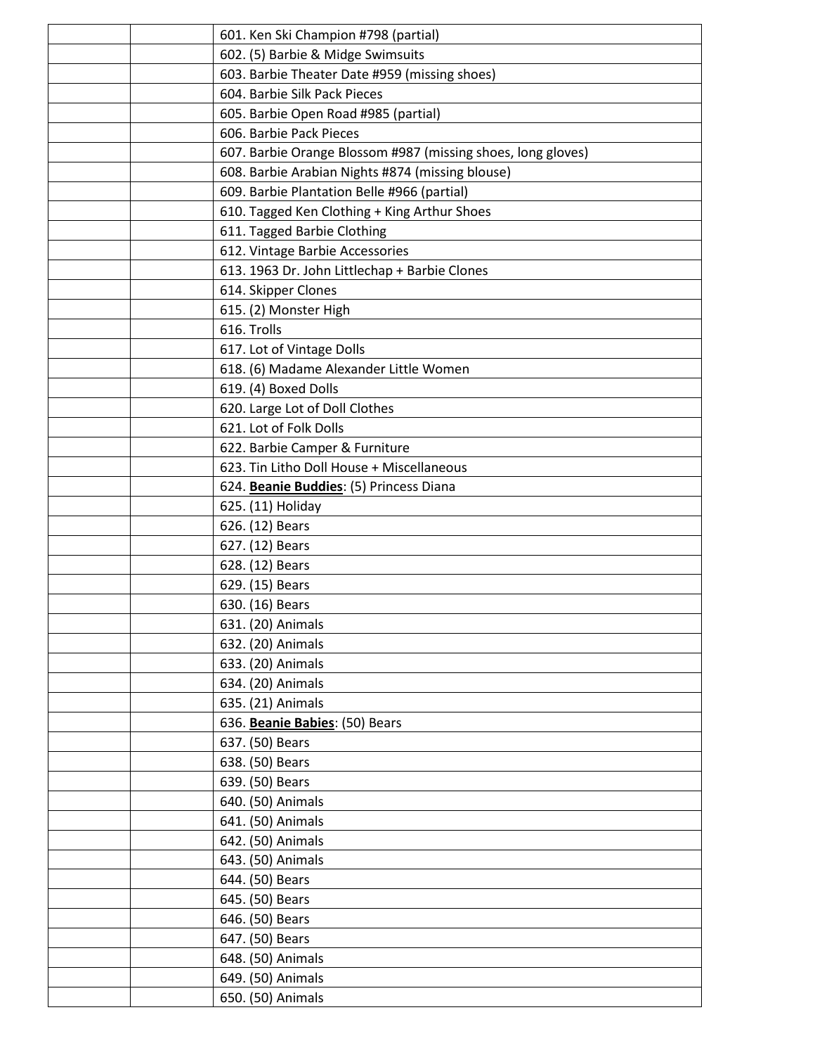| | | |
|---|---|---|
| | | 601. Ken Ski Champion #798 (partial) |
| | | 602. (5) Barbie & Midge Swimsuits |
| | | 603. Barbie Theater Date #959 (missing shoes) |
| | | 604. Barbie Silk Pack Pieces |
| | | 605. Barbie Open Road #985 (partial) |
| | | 606. Barbie Pack Pieces |
| | | 607. Barbie Orange Blossom #987 (missing shoes, long gloves) |
| | | 608. Barbie Arabian Nights #874 (missing blouse) |
| | | 609. Barbie Plantation Belle #966 (partial) |
| | | 610. Tagged Ken Clothing + King Arthur Shoes |
| | | 611. Tagged Barbie Clothing |
| | | 612. Vintage Barbie Accessories |
| | | 613. 1963 Dr. John Littlechap + Barbie Clones |
| | | 614. Skipper Clones |
| | | 615. (2) Monster High |
| | | 616. Trolls |
| | | 617. Lot of Vintage Dolls |
| | | 618. (6) Madame Alexander Little Women |
| | | 619. (4) Boxed Dolls |
| | | 620. Large Lot of Doll Clothes |
| | | 621. Lot of Folk Dolls |
| | | 622. Barbie Camper & Furniture |
| | | 623. Tin Litho Doll House + Miscellaneous |
| | | 624. **Beanie Buddies**: (5) Princess Diana |
| | | 625. (11) Holiday |
| | | 626. (12) Bears |
| | | 627. (12) Bears |
| | | 628. (12) Bears |
| | | 629. (15) Bears |
| | | 630. (16) Bears |
| | | 631. (20) Animals |
| | | 632. (20) Animals |
| | | 633. (20) Animals |
| | | 634. (20) Animals |
| | | 635. (21) Animals |
| | | 636. **Beanie Babies**: (50) Bears |
| | | 637. (50) Bears |
| | | 638. (50) Bears |
| | | 639. (50) Bears |
| | | 640. (50) Animals |
| | | 641. (50) Animals |
| | | 642. (50) Animals |
| | | 643. (50) Animals |
| | | 644. (50) Bears |
| | | 645. (50) Bears |
| | | 646. (50) Bears |
| | | 647. (50) Bears |
| | | 648. (50) Animals |
| | | 649. (50) Animals |
| | | 650. (50) Animals |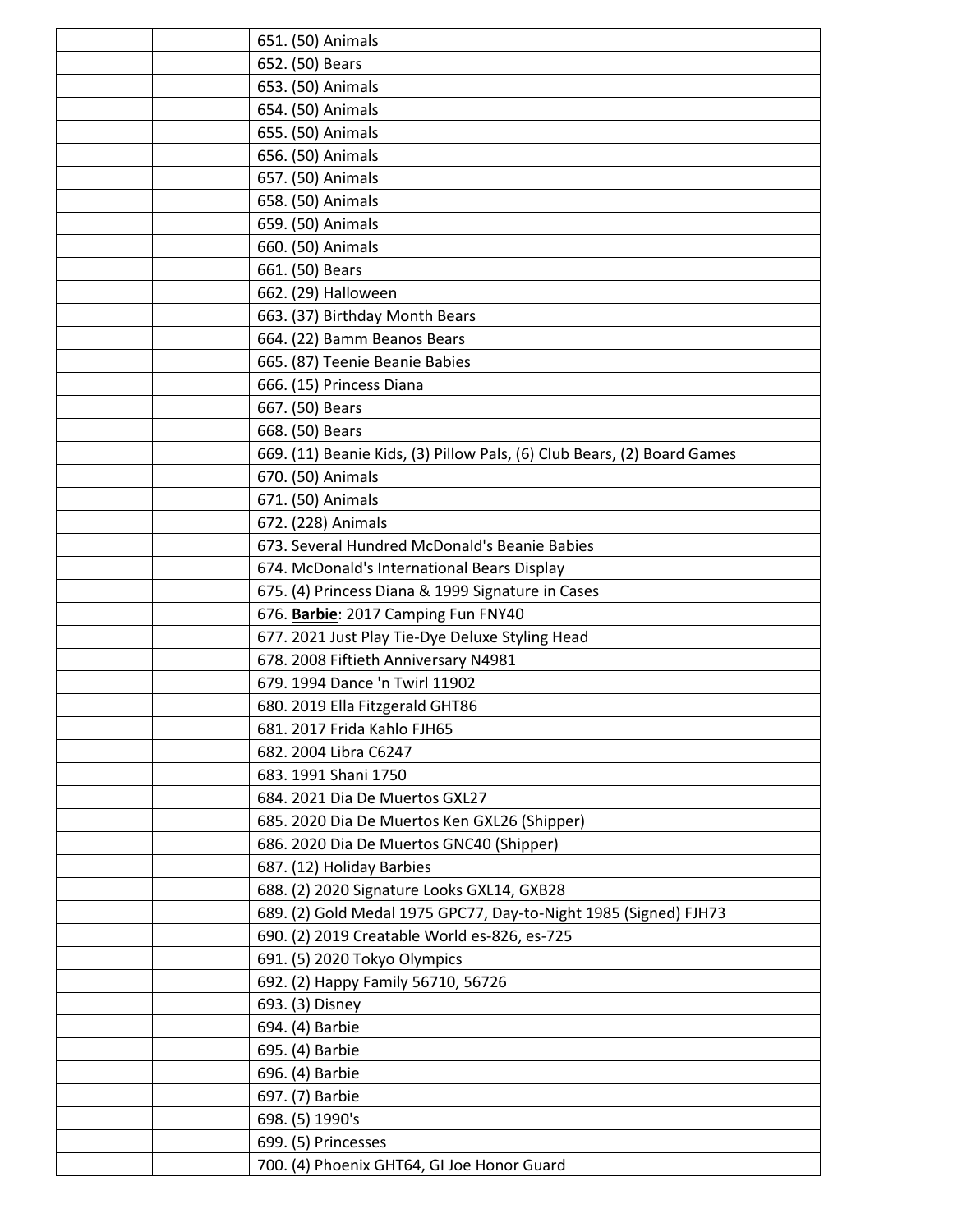| | | |
|---|---|---|
| | | 651. (50) Animals |
| | | 652. (50) Bears |
| | | 653. (50) Animals |
| | | 654. (50) Animals |
| | | 655. (50) Animals |
| | | 656. (50) Animals |
| | | 657. (50) Animals |
| | | 658. (50) Animals |
| | | 659. (50) Animals |
| | | 660. (50) Animals |
| | | 661. (50) Bears |
| | | 662. (29) Halloween |
| | | 663. (37) Birthday Month Bears |
| | | 664. (22) Bamm Beanos Bears |
| | | 665. (87) Teenie Beanie Babies |
| | | 666. (15) Princess Diana |
| | | 667. (50) Bears |
| | | 668. (50) Bears |
| | | 669. (11) Beanie Kids, (3) Pillow Pals, (6) Club Bears, (2) Board Games |
| | | 670. (50) Animals |
| | | 671. (50) Animals |
| | | 672. (228) Animals |
| | | 673. Several Hundred McDonald's Beanie Babies |
| | | 674. McDonald's International Bears Display |
| | | 675. (4) Princess Diana & 1999 Signature in Cases |
| | | 676. **Barbie**: 2017 Camping Fun FNY40 |
| | | 677. 2021 Just Play Tie-Dye Deluxe Styling Head |
| | | 678. 2008 Fiftieth Anniversary N4981 |
| | | 679. 1994 Dance 'n Twirl 11902 |
| | | 680. 2019 Ella Fitzgerald GHT86 |
| | | 681. 2017 Frida Kahlo FJH65 |
| | | 682. 2004 Libra C6247 |
| | | 683. 1991 Shani 1750 |
| | | 684. 2021 Dia De Muertos GXL27 |
| | | 685. 2020 Dia De Muertos Ken GXL26 (Shipper) |
| | | 686. 2020 Dia De Muertos GNC40 (Shipper) |
| | | 687. (12) Holiday Barbies |
| | | 688. (2) 2020 Signature Looks GXL14, GXB28 |
| | | 689. (2) Gold Medal 1975 GPC77, Day-to-Night 1985 (Signed) FJH73 |
| | | 690. (2) 2019 Creatable World es-826, es-725 |
| | | 691. (5) 2020 Tokyo Olympics |
| | | 692. (2) Happy Family 56710, 56726 |
| | | 693. (3) Disney |
| | | 694. (4) Barbie |
| | | 695. (4) Barbie |
| | | 696. (4) Barbie |
| | | 697. (7) Barbie |
| | | 698. (5) 1990's |
| | | 699. (5) Princesses |
| | | 700. (4) Phoenix GHT64, GI Joe Honor Guard |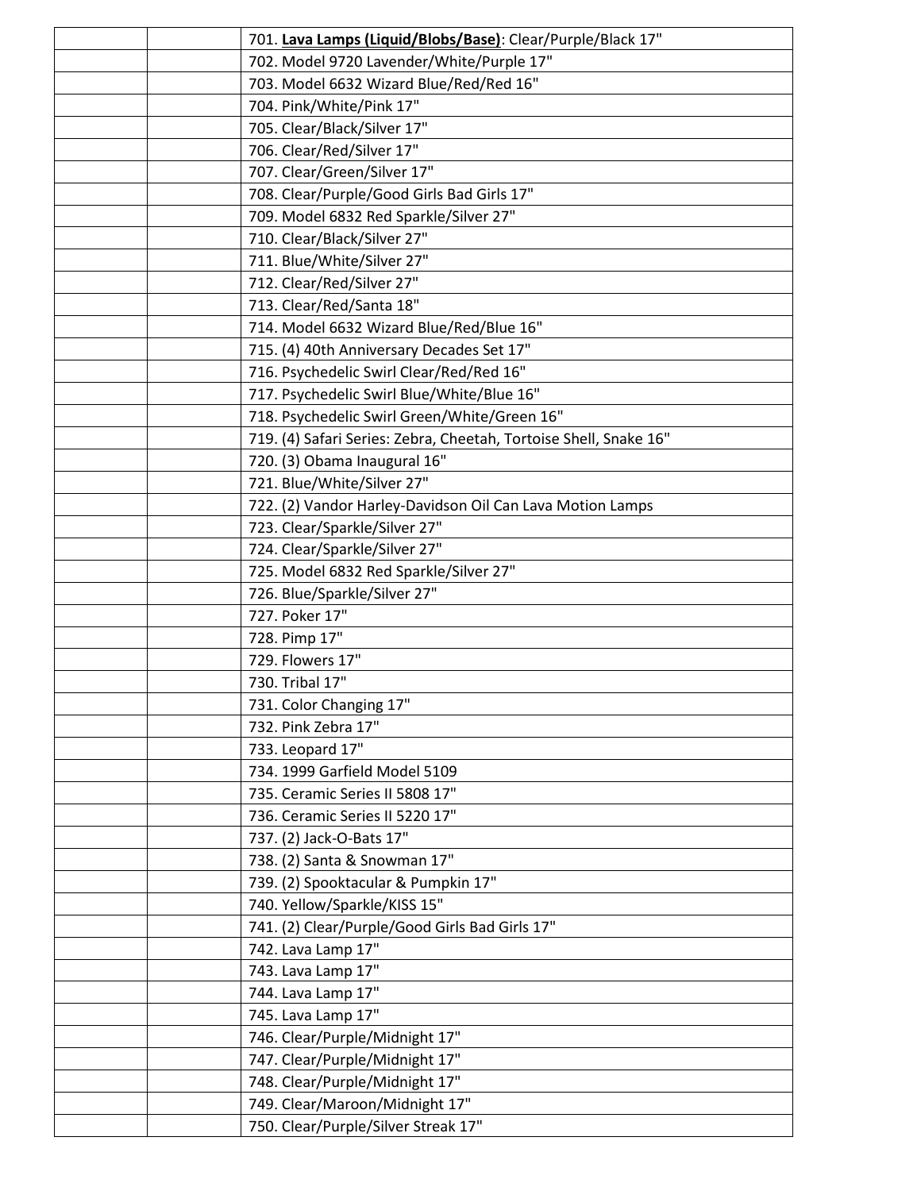| | | |
|---|---|---|
| | | 701. **Lava Lamps (Liquid/Blobs/Base)**: Clear/Purple/Black 17" |
| | | 702. Model 9720 Lavender/White/Purple 17" |
| | | 703. Model 6632 Wizard Blue/Red/Red 16" |
| | | 704. Pink/White/Pink 17" |
| | | 705. Clear/Black/Silver 17" |
| | | 706. Clear/Red/Silver 17" |
| | | 707. Clear/Green/Silver 17" |
| | | 708. Clear/Purple/Good Girls Bad Girls 17" |
| | | 709. Model 6832 Red Sparkle/Silver 27" |
| | | 710. Clear/Black/Silver 27" |
| | | 711. Blue/White/Silver 27" |
| | | 712. Clear/Red/Silver 27" |
| | | 713. Clear/Red/Santa 18" |
| | | 714. Model 6632 Wizard Blue/Red/Blue 16" |
| | | 715. (4) 40th Anniversary Decades Set 17" |
| | | 716. Psychedelic Swirl Clear/Red/Red 16" |
| | | 717. Psychedelic Swirl Blue/White/Blue 16" |
| | | 718. Psychedelic Swirl Green/White/Green 16" |
| | | 719. (4) Safari Series: Zebra, Cheetah, Tortoise Shell, Snake 16" |
| | | 720. (3) Obama Inaugural 16" |
| | | 721. Blue/White/Silver 27" |
| | | 722. (2) Vandor Harley-Davidson Oil Can Lava Motion Lamps |
| | | 723. Clear/Sparkle/Silver 27" |
| | | 724. Clear/Sparkle/Silver 27" |
| | | 725. Model 6832 Red Sparkle/Silver 27" |
| | | 726. Blue/Sparkle/Silver 27" |
| | | 727. Poker 17" |
| | | 728. Pimp 17" |
| | | 729. Flowers 17" |
| | | 730. Tribal 17" |
| | | 731. Color Changing 17" |
| | | 732. Pink Zebra 17" |
| | | 733. Leopard 17" |
| | | 734. 1999 Garfield Model 5109 |
| | | 735. Ceramic Series II 5808 17" |
| | | 736. Ceramic Series II 5220 17" |
| | | 737. (2) Jack-O-Bats 17" |
| | | 738. (2) Santa & Snowman 17" |
| | | 739. (2) Spooktacular & Pumpkin 17" |
| | | 740. Yellow/Sparkle/KISS 15" |
| | | 741. (2) Clear/Purple/Good Girls Bad Girls 17" |
| | | 742. Lava Lamp 17" |
| | | 743. Lava Lamp 17" |
| | | 744. Lava Lamp 17" |
| | | 745. Lava Lamp 17" |
| | | 746. Clear/Purple/Midnight 17" |
| | | 747. Clear/Purple/Midnight 17" |
| | | 748. Clear/Purple/Midnight 17" |
| | | 749. Clear/Maroon/Midnight 17" |
| | | 750. Clear/Purple/Silver Streak 17" |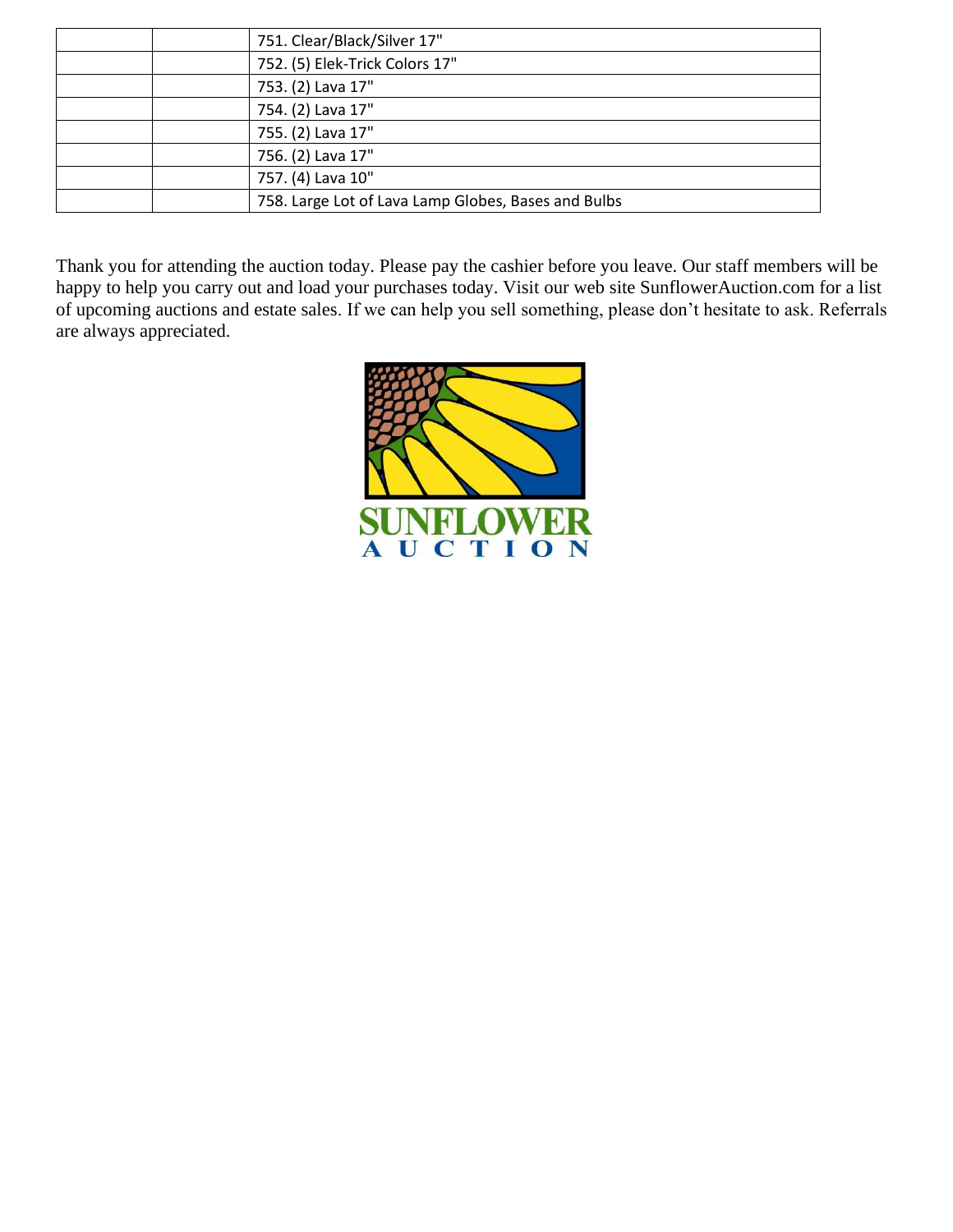| | | |
|---|---|---|
| | | 751. Clear/Black/Silver 17" |
| | | 752. (5) Elek-Trick Colors 17" |
| | | 753. (2) Lava 17" |
| | | 754. (2) Lava 17" |
| | | 755. (2) Lava 17" |
| | | 756. (2) Lava 17" |
| | | 757. (4) Lava 10" |
| | | 758. Large Lot of Lava Lamp Globes, Bases and Bulbs |

Thank you for attending the auction today. Please pay the cashier before you leave. Our staff members will be happy to help you carry out and load your purchases today. Visit our web site SunflowerAuction.com for a list of upcoming auctions and estate sales. If we can help you sell something, please don't hesitate to ask. Referrals are always appreciated.

SUNFLOWER AUCTION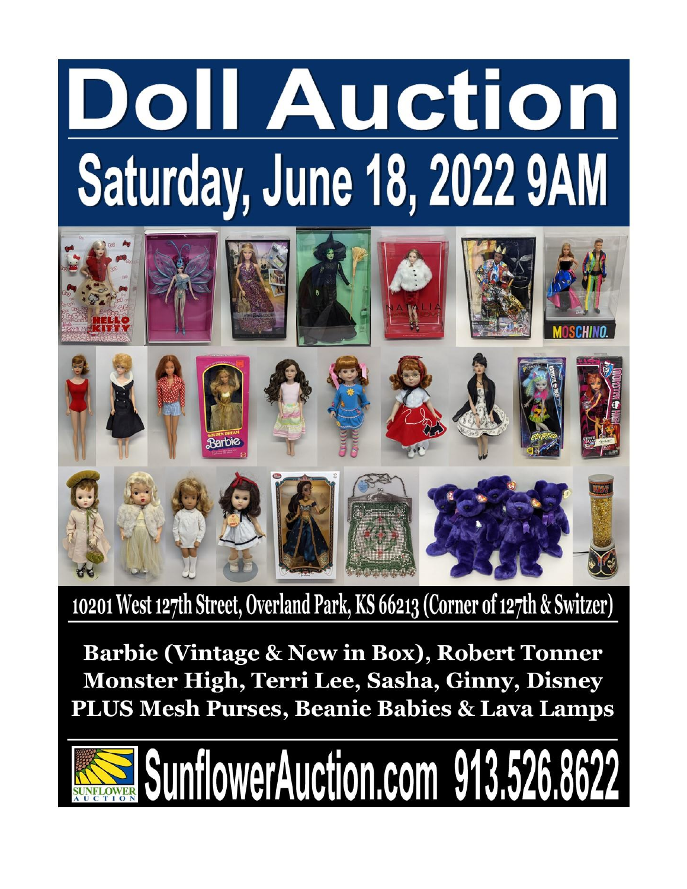# Doll Auction

## Saturday, June 18, 2022 9AM

10201 West 127th Street, Overland Park, KS 66213 (Corner of 127th & Switzer)

**Barbie (Vintage & New in Box), Robert Tonner Monster High, Terri Lee, Sasha, Ginny, Disney PLUS Mesh Purses, Beanie Babies & Lava Lamps**

SunflowerAuction.com 913.526.8622